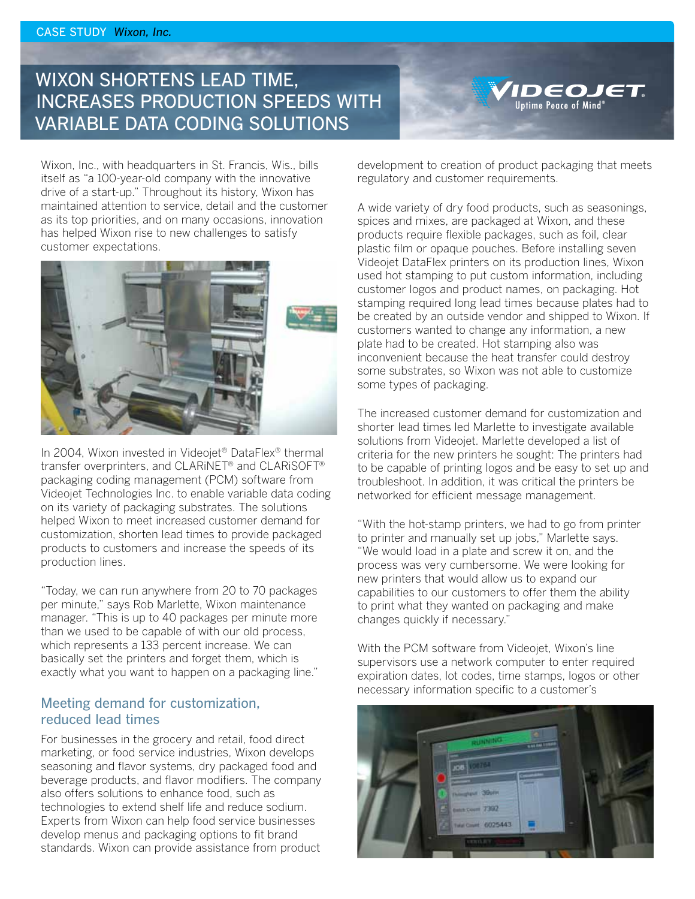CASE STUDY *Wixon, Inc.*

# WIXON SHORTENS LEAD TIME, INCREASES PRODUCTION SPEEDS WITH VARIABLE DATA CODING SOLUTIONS

Wixon, Inc., with headquarters in St. Francis, Wis., bills itself as "a 100-year-old company with the innovative drive of a start-up." Throughout its history, Wixon has maintained attention to service, detail and the customer as its top priorities, and on many occasions, innovation has helped Wixon rise to new challenges to satisfy customer expectations.

In 2004, Wixon invested in Videojet® DataFlex® thermal transfer overprinters, and CLARiNET® and CLARiSOFT® packaging coding management (PCM) software from Videojet Technologies Inc. to enable variable data coding on its variety of packaging substrates. The solutions helped Wixon to meet increased customer demand for customization, shorten lead times to provide packaged products to customers and increase the speeds of its production lines.

"Today, we can run anywhere from 20 to 70 packages per minute," says Rob Marlette, Wixon maintenance manager. "This is up to 40 packages per minute more than we used to be capable of with our old process, which represents a 133 percent increase. We can basically set the printers and forget them, which is exactly what you want to happen on a packaging line."

## Meeting demand for customization, reduced lead times

For businesses in the grocery and retail, food direct marketing, or food service industries, Wixon develops seasoning and flavor systems, dry packaged food and beverage products, and flavor modifiers. The company also offers solutions to enhance food, such as technologies to extend shelf life and reduce sodium. Experts from Wixon can help food service businesses develop menus and packaging options to fit brand standards. Wixon can provide assistance from product development to creation of product packaging that meets regulatory and customer requirements.

A wide variety of dry food products, such as seasonings, spices and mixes, are packaged at Wixon, and these products require flexible packages, such as foil, clear plastic film or opaque pouches. Before installing seven Videojet DataFlex printers on its production lines, Wixon used hot stamping to put custom information, including customer logos and product names, on packaging. Hot stamping required long lead times because plates had to be created by an outside vendor and shipped to Wixon. If customers wanted to change any information, a new plate had to be created. Hot stamping also was inconvenient because the heat transfer could destroy some substrates, so Wixon was not able to customize some types of packaging.

The increased customer demand for customization and shorter lead times led Marlette to investigate available solutions from Videojet. Marlette developed a list of criteria for the new printers he sought: The printers had to be capable of printing logos and be easy to set up and troubleshoot. In addition, it was critical the printers be networked for efficient message management.

"With the hot-stamp printers, we had to go from printer to printer and manually set up jobs," Marlette says. "We would load in a plate and screw it on, and the process was very cumbersome. We were looking for new printers that would allow us to expand our capabilities to our customers to offer them the ability to print what they wanted on packaging and make changes quickly if necessary."

With the PCM software from Videojet, Wixon's line supervisors use a network computer to enter required expiration dates, lot codes, time stamps, logos or other necessary information specific to a customer's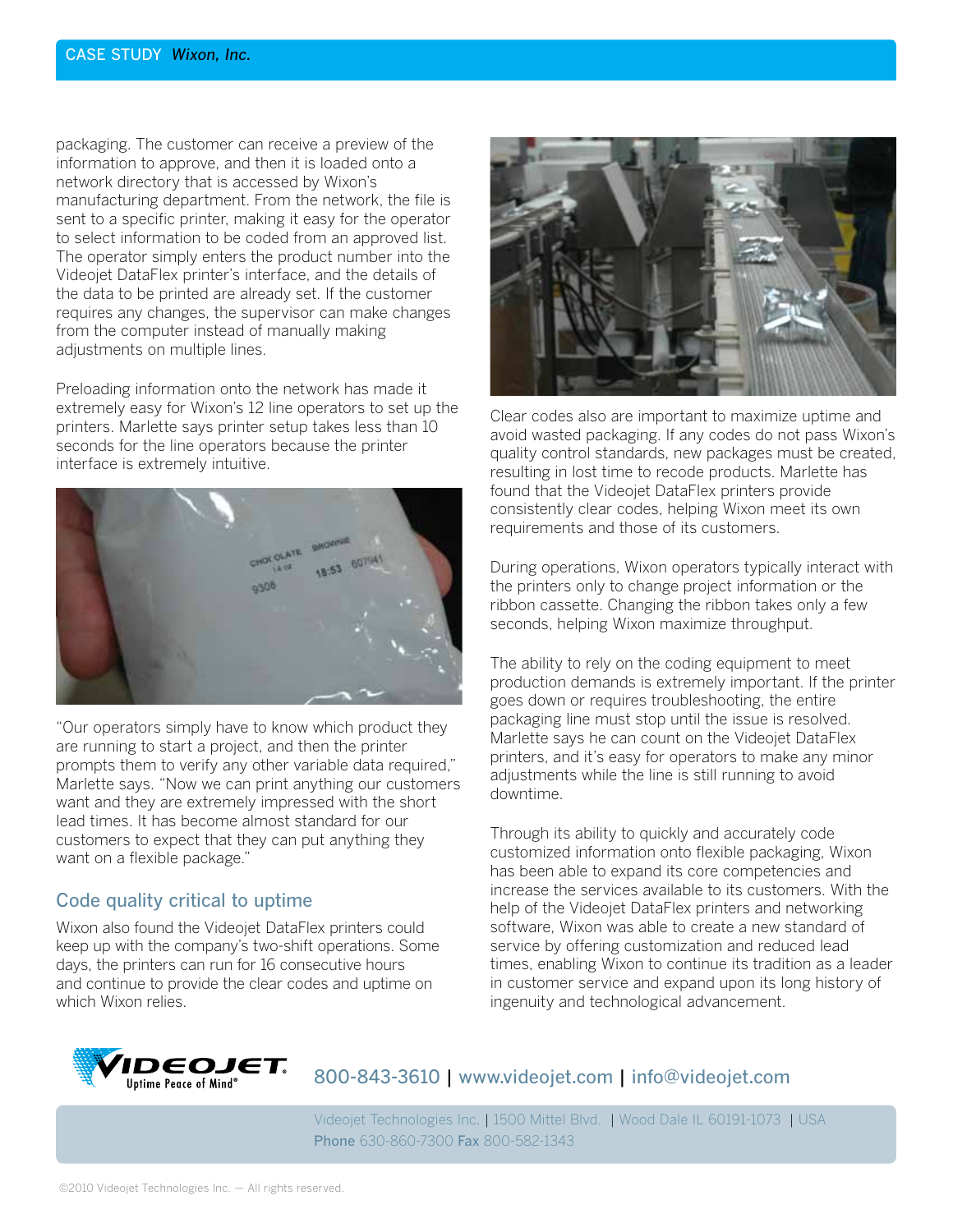packaging. The customer can receive a preview of the information to approve, and then it is loaded onto a network directory that is accessed by Wixon's manufacturing department. From the network, the file is sent to a specific printer, making it easy for the operator to select information to be coded from an approved list. The operator simply enters the product number into the Videojet DataFlex printer's interface, and the details of the data to be printed are already set. If the customer requires any changes, the supervisor can make changes from the computer instead of manually making adjustments on multiple lines.

Preloading information onto the network has made it extremely easy for Wixon's 12 line operators to set up the printers. Marlette says printer setup takes less than 10 seconds for the line operators because the printer interface is extremely intuitive.

"Our operators simply have to know which product they are running to start a project, and then the printer prompts them to verify any other variable data required," Marlette says. "Now we can print anything our customers want and they are extremely impressed with the short lead times. It has become almost standard for our customers to expect that they can put anything they want on a flexible package."

## Code quality critical to uptime

Wixon also found the Videojet DataFlex printers could keep up with the company's two-shift operations. Some days, the printers can run for 16 consecutive hours and continue to provide the clear codes and uptime on which Wixon relies.

Clear codes also are important to maximize uptime and avoid wasted packaging. If any codes do not pass Wixon's quality control standards, new packages must be created, resulting in lost time to recode products. Marlette has found that the Videojet DataFlex printers provide consistently clear codes, helping Wixon meet its own requirements and those of its customers.

During operations, Wixon operators typically interact with the printers only to change project information or the ribbon cassette. Changing the ribbon takes only a few seconds, helping Wixon maximize throughput.

The ability to rely on the coding equipment to meet production demands is extremely important. If the printer goes down or requires troubleshooting, the entire packaging line must stop until the issue is resolved. Marlette says he can count on the Videojet DataFlex printers, and it's easy for operators to make any minor adjustments while the line is still running to avoid downtime.

Through its ability to quickly and accurately code customized information onto flexible packaging, Wixon has been able to expand its core competencies and increase the services available to its customers. With the help of the Videojet DataFlex printers and networking software, Wixon was able to create a new standard of service by offering customization and reduced lead times, enabling Wixon to continue its tradition as a leader in customer service and expand upon its long history of ingenuity and technological advancement.

VIDEOJET Uptime Peace of Mind®

800-843-3610 | www.videojet.com | info@videojet.com

Videojet Technologies Inc. | 1500 Mittel Blvd. | Wood Dale IL 60191-1073 | USA
**Phone** 630-860-7300 **Fax** 800-582-1343

©2010 Videojet Technologies Inc. — All rights reserved.